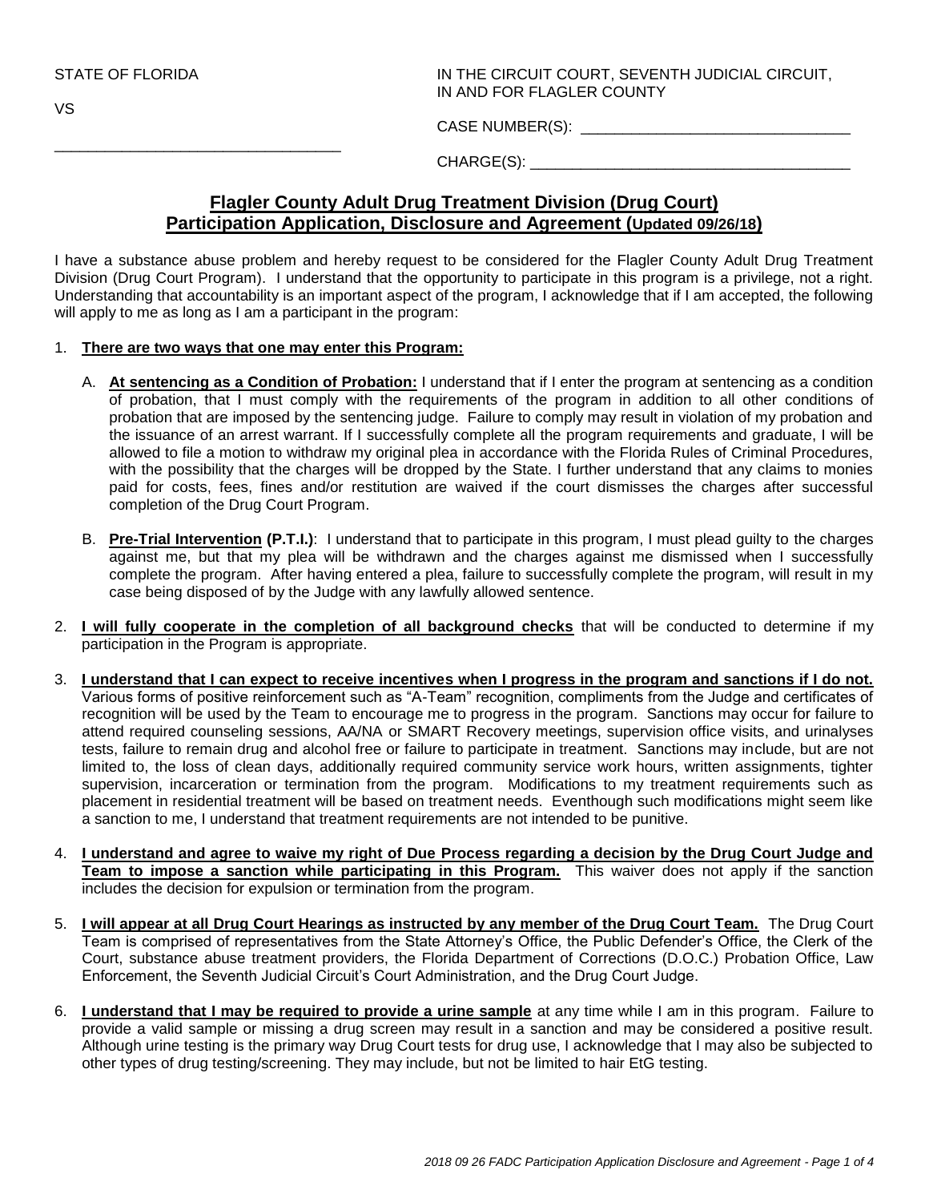STATE OF FLORIDA

VS

\_\_\_\_\_\_\_\_\_\_\_\_\_\_\_\_\_\_\_\_\_\_\_\_\_\_\_\_\_\_\_\_\_\_

IN THE CIRCUIT COURT, SEVENTH JUDICIAL CIRCUIT, IN AND FOR FLAGLER COUNTY

CASE NUMBER(S): \_\_\_\_\_\_\_\_\_\_\_\_\_\_\_\_\_\_\_\_\_\_\_\_\_\_\_\_\_\_\_\_

CHARGE(S): \_\_\_\_\_\_\_\_\_\_\_\_\_\_\_\_\_\_\_\_\_\_\_\_\_\_\_\_\_\_\_\_\_\_\_\_\_\_

## Flagler County Adult Drug Treatment Division (Drug Court) Participation Application, Disclosure and Agreement (Updated 09/26/18)

I have a substance abuse problem and hereby request to be considered for the Flagler County Adult Drug Treatment Division (Drug Court Program). I understand that the opportunity to participate in this program is a privilege, not a right. Understanding that accountability is an important aspect of the program, I acknowledge that if I am accepted, the following will apply to me as long as I am a participant in the program:

1. **There are two ways that one may enter this Program:**

   A. **At sentencing as a Condition of Probation:** I understand that if I enter the program at sentencing as a condition of probation, that I must comply with the requirements of the program in addition to all other conditions of probation that are imposed by the sentencing judge. Failure to comply may result in violation of my probation and the issuance of an arrest warrant. If I successfully complete all the program requirements and graduate, I will be allowed to file a motion to withdraw my original plea in accordance with the Florida Rules of Criminal Procedures, with the possibility that the charges will be dropped by the State. I further understand that any claims to monies paid for costs, fees, fines and/or restitution are waived if the court dismisses the charges after successful completion of the Drug Court Program.

   B. **Pre-Trial Intervention (P.T.I.)**: I understand that to participate in this program, I must plead guilty to the charges against me, but that my plea will be withdrawn and the charges against me dismissed when I successfully complete the program. After having entered a plea, failure to successfully complete the program, will result in my case being disposed of by the Judge with any lawfully allowed sentence.

2. **I will fully cooperate in the completion of all background checks** that will be conducted to determine if my participation in the Program is appropriate.

3. **I understand that I can expect to receive incentives when I progress in the program and sanctions if I do not.** Various forms of positive reinforcement such as "A-Team" recognition, compliments from the Judge and certificates of recognition will be used by the Team to encourage me to progress in the program. Sanctions may occur for failure to attend required counseling sessions, AA/NA or SMART Recovery meetings, supervision office visits, and urinalyses tests, failure to remain drug and alcohol free or failure to participate in treatment. Sanctions may include, but are not limited to, the loss of clean days, additionally required community service work hours, written assignments, tighter supervision, incarceration or termination from the program. Modifications to my treatment requirements such as placement in residential treatment will be based on treatment needs. Eventhough such modifications might seem like a sanction to me, I understand that treatment requirements are not intended to be punitive.

4. **I understand and agree to waive my right of Due Process regarding a decision by the Drug Court Judge and Team to impose a sanction while participating in this Program.** This waiver does not apply if the sanction includes the decision for expulsion or termination from the program.

5. **I will appear at all Drug Court Hearings as instructed by any member of the Drug Court Team.** The Drug Court Team is comprised of representatives from the State Attorney's Office, the Public Defender's Office, the Clerk of the Court, substance abuse treatment providers, the Florida Department of Corrections (D.O.C.) Probation Office, Law Enforcement, the Seventh Judicial Circuit's Court Administration, and the Drug Court Judge.

6. **I understand that I may be required to provide a urine sample** at any time while I am in this program. Failure to provide a valid sample or missing a drug screen may result in a sanction and may be considered a positive result. Although urine testing is the primary way Drug Court tests for drug use, I acknowledge that I may also be subjected to other types of drug testing/screening. They may include, but not be limited to hair EtG testing.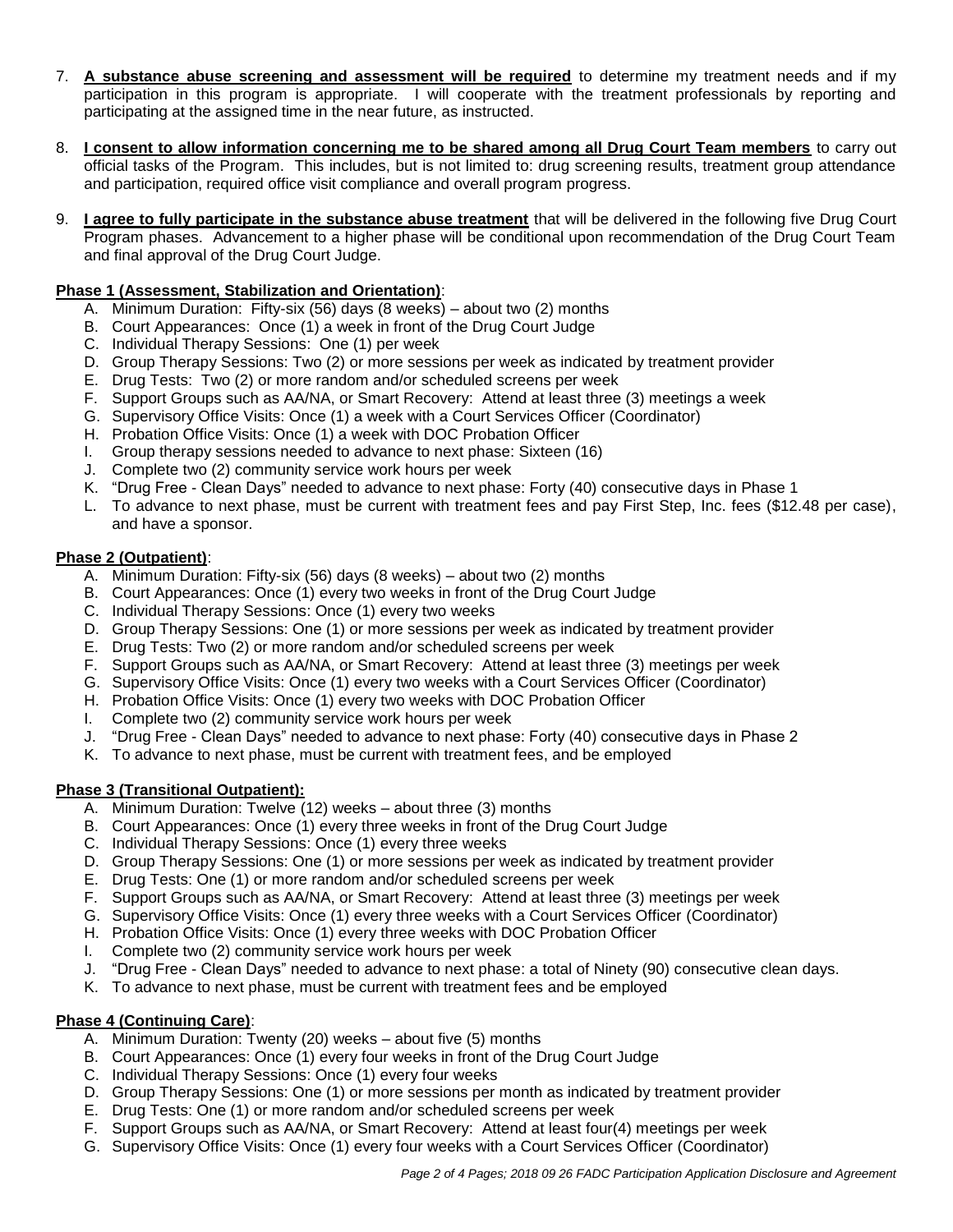7. **A substance abuse screening and assessment will be required** to determine my treatment needs and if my participation in this program is appropriate. I will cooperate with the treatment professionals by reporting and participating at the assigned time in the near future, as instructed.

8. **I consent to allow information concerning me to be shared among all Drug Court Team members** to carry out official tasks of the Program. This includes, but is not limited to: drug screening results, treatment group attendance and participation, required office visit compliance and overall program progress.

9. **I agree to fully participate in the substance abuse treatment** that will be delivered in the following five Drug Court Program phases. Advancement to a higher phase will be conditional upon recommendation of the Drug Court Team and final approval of the Drug Court Judge.

**Phase 1 (Assessment, Stabilization and Orientation)**:

A. Minimum Duration: Fifty-six (56) days (8 weeks) – about two (2) months
B. Court Appearances: Once (1) a week in front of the Drug Court Judge
C. Individual Therapy Sessions: One (1) per week
D. Group Therapy Sessions: Two (2) or more sessions per week as indicated by treatment provider
E. Drug Tests: Two (2) or more random and/or scheduled screens per week
F. Support Groups such as AA/NA, or Smart Recovery: Attend at least three (3) meetings a week
G. Supervisory Office Visits: Once (1) a week with a Court Services Officer (Coordinator)
H. Probation Office Visits: Once (1) a week with DOC Probation Officer
I. Group therapy sessions needed to advance to next phase: Sixteen (16)
J. Complete two (2) community service work hours per week
K. "Drug Free - Clean Days" needed to advance to next phase: Forty (40) consecutive days in Phase 1
L. To advance to next phase, must be current with treatment fees and pay First Step, Inc. fees ($12.48 per case), and have a sponsor.

**Phase 2 (Outpatient)**:

A. Minimum Duration: Fifty-six (56) days (8 weeks) – about two (2) months
B. Court Appearances: Once (1) every two weeks in front of the Drug Court Judge
C. Individual Therapy Sessions: Once (1) every two weeks
D. Group Therapy Sessions: One (1) or more sessions per week as indicated by treatment provider
E. Drug Tests: Two (2) or more random and/or scheduled screens per week
F. Support Groups such as AA/NA, or Smart Recovery: Attend at least three (3) meetings per week
G. Supervisory Office Visits: Once (1) every two weeks with a Court Services Officer (Coordinator)
H. Probation Office Visits: Once (1) every two weeks with DOC Probation Officer
I. Complete two (2) community service work hours per week
J. "Drug Free - Clean Days" needed to advance to next phase: Forty (40) consecutive days in Phase 2
K. To advance to next phase, must be current with treatment fees, and be employed

**Phase 3 (Transitional Outpatient):**

A. Minimum Duration: Twelve (12) weeks – about three (3) months
B. Court Appearances: Once (1) every three weeks in front of the Drug Court Judge
C. Individual Therapy Sessions: Once (1) every three weeks
D. Group Therapy Sessions: One (1) or more sessions per week as indicated by treatment provider
E. Drug Tests: One (1) or more random and/or scheduled screens per week
F. Support Groups such as AA/NA, or Smart Recovery: Attend at least three (3) meetings per week
G. Supervisory Office Visits: Once (1) every three weeks with a Court Services Officer (Coordinator)
H. Probation Office Visits: Once (1) every three weeks with DOC Probation Officer
I. Complete two (2) community service work hours per week
J. "Drug Free - Clean Days" needed to advance to next phase: a total of Ninety (90) consecutive clean days.
K. To advance to next phase, must be current with treatment fees and be employed

**Phase 4 (Continuing Care)**:

A. Minimum Duration: Twenty (20) weeks – about five (5) months
B. Court Appearances: Once (1) every four weeks in front of the Drug Court Judge
C. Individual Therapy Sessions: Once (1) every four weeks
D. Group Therapy Sessions: One (1) or more sessions per month as indicated by treatment provider
E. Drug Tests: One (1) or more random and/or scheduled screens per week
F. Support Groups such as AA/NA, or Smart Recovery: Attend at least four(4) meetings per week
G. Supervisory Office Visits: Once (1) every four weeks with a Court Services Officer (Coordinator)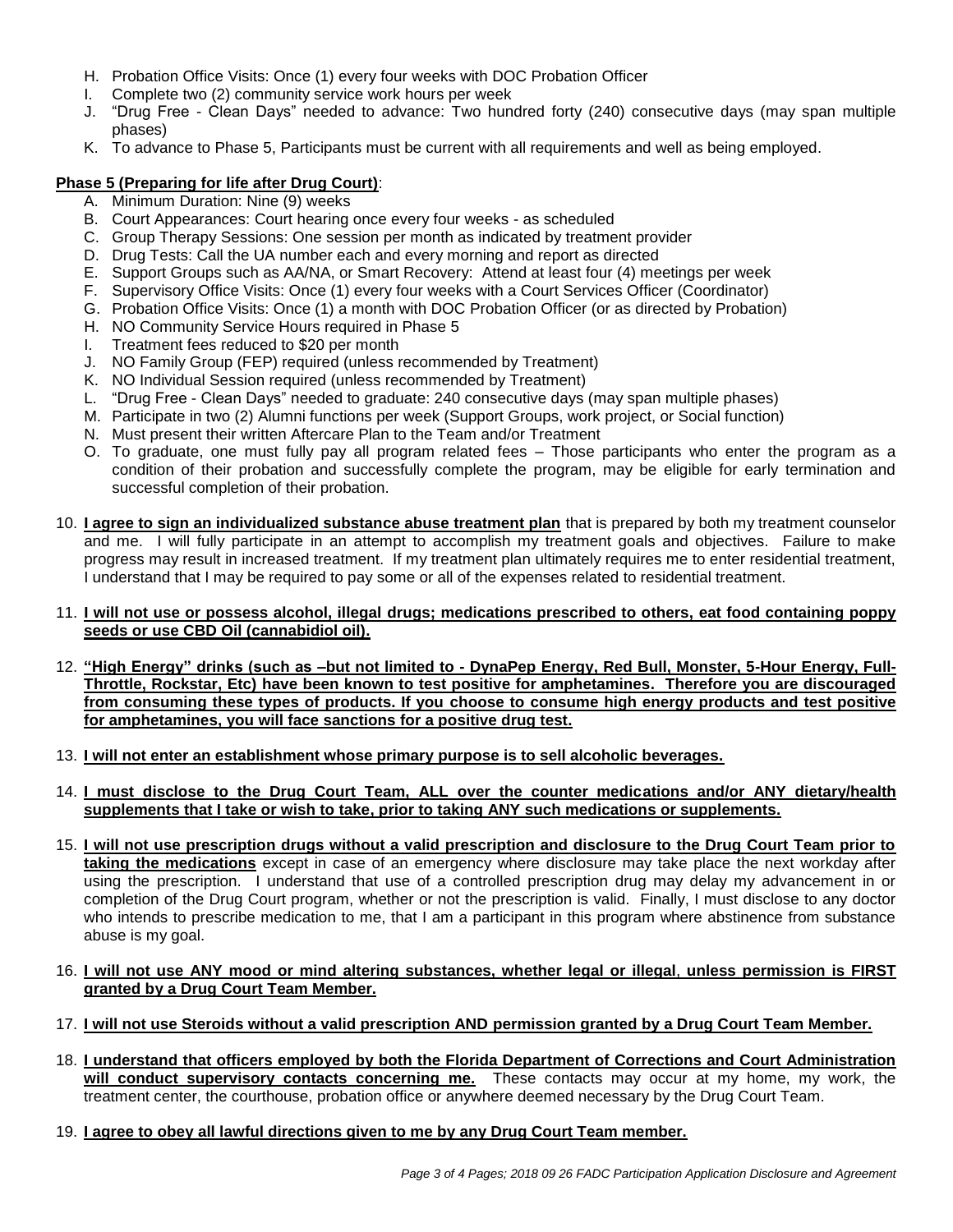H. Probation Office Visits: Once (1) every four weeks with DOC Probation Officer
I. Complete two (2) community service work hours per week
J. "Drug Free - Clean Days" needed to advance: Two hundred forty (240) consecutive days (may span multiple phases)
K. To advance to Phase 5, Participants must be current with all requirements and well as being employed.

**Phase 5 (Preparing for life after Drug Court)**:

A. Minimum Duration: Nine (9) weeks
B. Court Appearances: Court hearing once every four weeks - as scheduled
C. Group Therapy Sessions: One session per month as indicated by treatment provider
D. Drug Tests: Call the UA number each and every morning and report as directed
E. Support Groups such as AA/NA, or Smart Recovery: Attend at least four (4) meetings per week
F. Supervisory Office Visits: Once (1) every four weeks with a Court Services Officer (Coordinator)
G. Probation Office Visits: Once (1) a month with DOC Probation Officer (or as directed by Probation)
H. NO Community Service Hours required in Phase 5
I. Treatment fees reduced to $20 per month
J. NO Family Group (FEP) required (unless recommended by Treatment)
K. NO Individual Session required (unless recommended by Treatment)
L. "Drug Free - Clean Days" needed to graduate: 240 consecutive days (may span multiple phases)
M. Participate in two (2) Alumni functions per week (Support Groups, work project, or Social function)
N. Must present their written Aftercare Plan to the Team and/or Treatment
O. To graduate, one must fully pay all program related fees – Those participants who enter the program as a condition of their probation and successfully complete the program, may be eligible for early termination and successful completion of their probation.

10. **I agree to sign an individualized substance abuse treatment plan** that is prepared by both my treatment counselor and me. I will fully participate in an attempt to accomplish my treatment goals and objectives. Failure to make progress may result in increased treatment. If my treatment plan ultimately requires me to enter residential treatment, I understand that I may be required to pay some or all of the expenses related to residential treatment.

11. **I will not use or possess alcohol, illegal drugs; medications prescribed to others, eat food containing poppy seeds or use CBD Oil (cannabidiol oil).**

12. **"High Energy" drinks (such as –but not limited to - DynaPep Energy, Red Bull, Monster, 5-Hour Energy, Full-Throttle, Rockstar, Etc) have been known to test positive for amphetamines. Therefore you are discouraged from consuming these types of products. If you choose to consume high energy products and test positive for amphetamines, you will face sanctions for a positive drug test.**

13. **I will not enter an establishment whose primary purpose is to sell alcoholic beverages.**

14. **I must disclose to the Drug Court Team, ALL over the counter medications and/or ANY dietary/health supplements that I take or wish to take, prior to taking ANY such medications or supplements.**

15. **I will not use prescription drugs without a valid prescription and disclosure to the Drug Court Team prior to taking the medications** except in case of an emergency where disclosure may take place the next workday after using the prescription. I understand that use of a controlled prescription drug may delay my advancement in or completion of the Drug Court program, whether or not the prescription is valid. Finally, I must disclose to any doctor who intends to prescribe medication to me, that I am a participant in this program where abstinence from substance abuse is my goal.

16. **I will not use ANY mood or mind altering substances, whether legal or illegal**, **unless permission is FIRST granted by a Drug Court Team Member.**

17. **I will not use Steroids without a valid prescription AND permission granted by a Drug Court Team Member.**

18. **I understand that officers employed by both the Florida Department of Corrections and Court Administration will conduct supervisory contacts concerning me.** These contacts may occur at my home, my work, the treatment center, the courthouse, probation office or anywhere deemed necessary by the Drug Court Team.

19. **I agree to obey all lawful directions given to me by any Drug Court Team member.**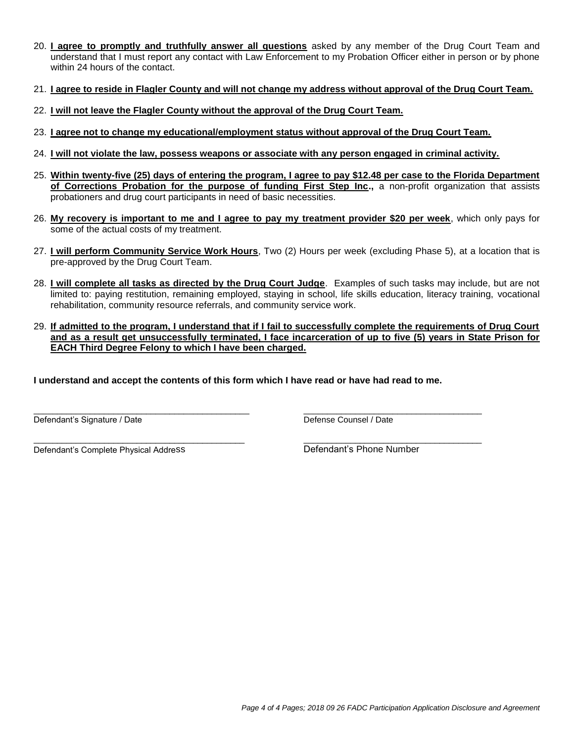20. **I agree to promptly and truthfully answer all questions** asked by any member of the Drug Court Team and understand that I must report any contact with Law Enforcement to my Probation Officer either in person or by phone within 24 hours of the contact.

21. **I agree to reside in Flagler County and will not change my address without approval of the Drug Court Team.**

22. **I will not leave the Flagler County without the approval of the Drug Court Team.**

23. **I agree not to change my educational/employment status without approval of the Drug Court Team.**

24. **I will not violate the law, possess weapons or associate with any person engaged in criminal activity.**

25. **Within twenty-five (25) days of entering the program, I agree to pay $12.48 per case to the Florida Department of Corrections Probation for the purpose of funding First Step Inc.,** a non-profit organization that assists probationers and drug court participants in need of basic necessities.

26. **My recovery is important to me and I agree to pay my treatment provider $20 per week**, which only pays for some of the actual costs of my treatment.

27. **I will perform Community Service Work Hours**, Two (2) Hours per week (excluding Phase 5), at a location that is pre-approved by the Drug Court Team.

28. **I will complete all tasks as directed by the Drug Court Judge**. Examples of such tasks may include, but are not limited to: paying restitution, remaining employed, staying in school, life skills education, literacy training, vocational rehabilitation, community resource referrals, and community service work.

29. **If admitted to the program, I understand that if I fail to successfully complete the requirements of Drug Court and as a result get unsuccessfully terminated, I face incarceration of up to five (5) years in State Prison for EACH Third Degree Felony to which I have been charged.**

**I understand and accept the contents of this form which I have read or have had read to me.**

\_\_\_\_\_\_\_\_\_\_\_\_\_\_\_\_\_\_\_\_\_\_\_\_\_\_\_\_\_\_\_\_\_\_\_\_\_\_\_\_
Defendant's Signature / Date

\_\_\_\_\_\_\_\_\_\_\_\_\_\_\_\_\_\_\_\_\_\_\_\_\_\_\_\_\_\_\_\_\_\_\_\_\_\_\_\_
Defense Counsel / Date

\_\_\_\_\_\_\_\_\_\_\_\_\_\_\_\_\_\_\_\_\_\_\_\_\_\_\_\_\_\_\_\_\_\_\_\_\_\_\_\_
Defendant's Complete Physical Address

\_\_\_\_\_\_\_\_\_\_\_\_\_\_\_\_\_\_\_\_\_\_\_\_\_\_\_\_\_\_\_\_\_\_\_\_\_\_\_\_
Defendant's Phone Number